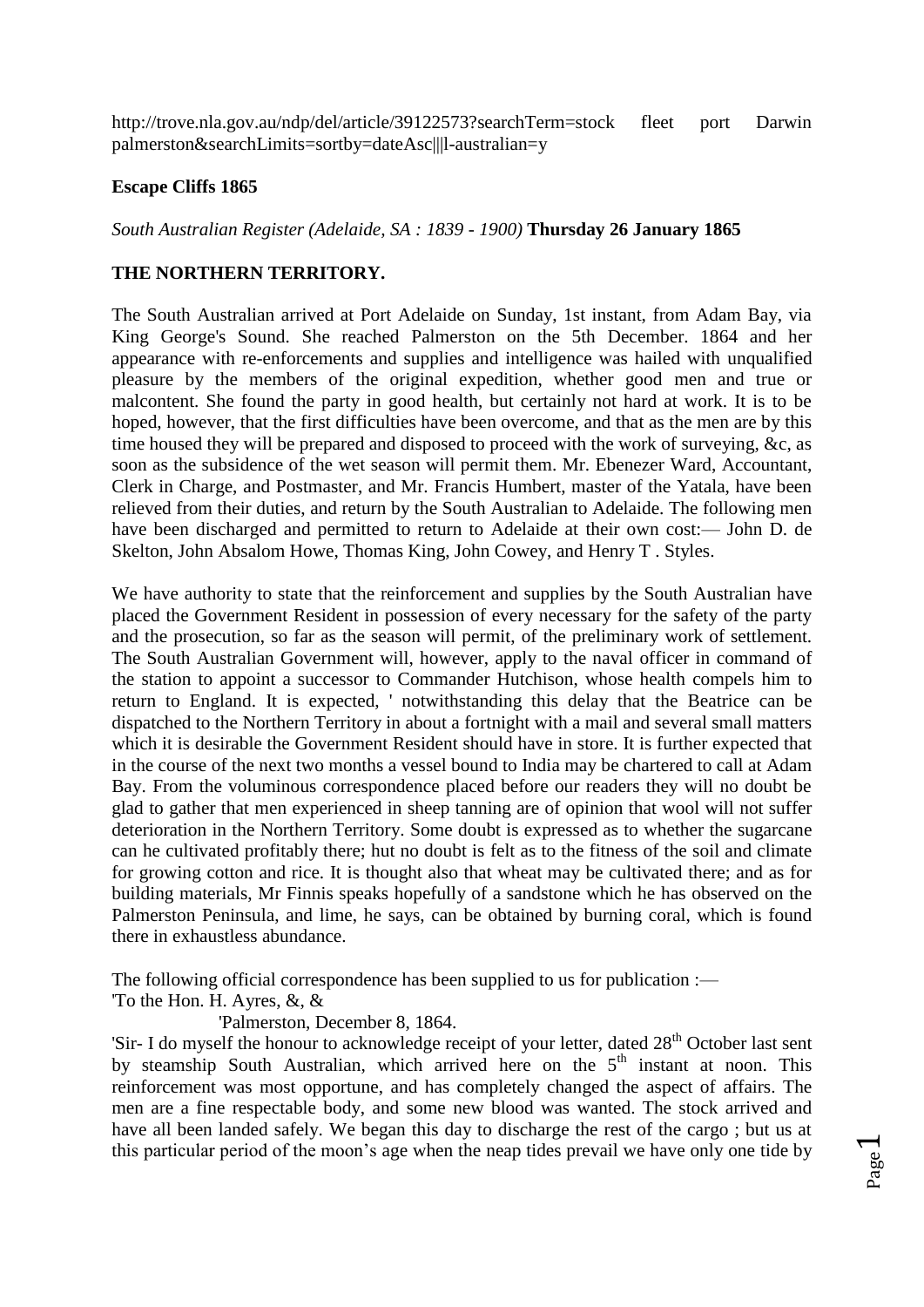http://trove.nla.gov.au/ndp/del/article/39122573?searchTerm=stock fleet port Darwin palmerston&searchLimits=sortby=dateAsc|||l-australian=y

**Escape Cliffs 1865**

*South Australian Register (Adelaide, SA : 1839 - 1900)* **Thursday 26 January 1865**

**THE NORTHERN TERRITORY.**

The South Australian arrived at Port Adelaide on Sunday, 1st instant, from Adam Bay, via King George's Sound. She reached Palmerston on the 5th December. 1864 and her appearance with re-enforcements and supplies and intelligence was hailed with unqualified pleasure by the members of the original expedition, whether good men and true or malcontent. She found the party in good health, but certainly not hard at work. It is to be hoped, however, that the first difficulties have been overcome, and that as the men are by this time housed they will be prepared and disposed to proceed with the work of surveying, &c, as soon as the subsidence of the wet season will permit them. Mr. Ebenezer Ward, Accountant, Clerk in Charge, and Postmaster, and Mr. Francis Humbert, master of the Yatala, have been relieved from their duties, and return by the South Australian to Adelaide. The following men have been discharged and permitted to return to Adelaide at their own cost:— John D. de Skelton, John Absalom Howe, Thomas King, John Cowey, and Henry T . Styles.

We have authority to state that the reinforcement and supplies by the South Australian have placed the Government Resident in possession of every necessary for the safety of the party and the prosecution, so far as the season will permit, of the preliminary work of settlement. The South Australian Government will, however, apply to the naval officer in command of the station to appoint a successor to Commander Hutchison, whose health compels him to return to England. It is expected, ' notwithstanding this delay that the Beatrice can be dispatched to the Northern Territory in about a fortnight with a mail and several small matters which it is desirable the Government Resident should have in store. It is further expected that in the course of the next two months a vessel bound to India may be chartered to call at Adam Bay. From the voluminous correspondence placed before our readers they will no doubt be glad to gather that men experienced in sheep tanning are of opinion that wool will not suffer deterioration in the Northern Territory. Some doubt is expressed as to whether the sugarcane can he cultivated profitably there; hut no doubt is felt as to the fitness of the soil and climate for growing cotton and rice. It is thought also that wheat may be cultivated there; and as for building materials, Mr Finnis speaks hopefully of a sandstone which he has observed on the Palmerston Peninsula, and lime, he says, can be obtained by burning coral, which is found there in exhaustless abundance.

The following official correspondence has been supplied to us for publication :—

'To the Hon. H. Ayres, &, &

'Palmerston, December 8, 1864.

'Sir- I do myself the honour to acknowledge receipt of your letter, dated 28th October last sent by steamship South Australian, which arrived here on the 5th instant at noon. This reinforcement was most opportune, and has completely changed the aspect of affairs. The men are a fine respectable body, and some new blood was wanted. The stock arrived and have all been landed safely. We began this day to discharge the rest of the cargo ; but us at this particular period of the moon's age when the neap tides prevail we have only one tide by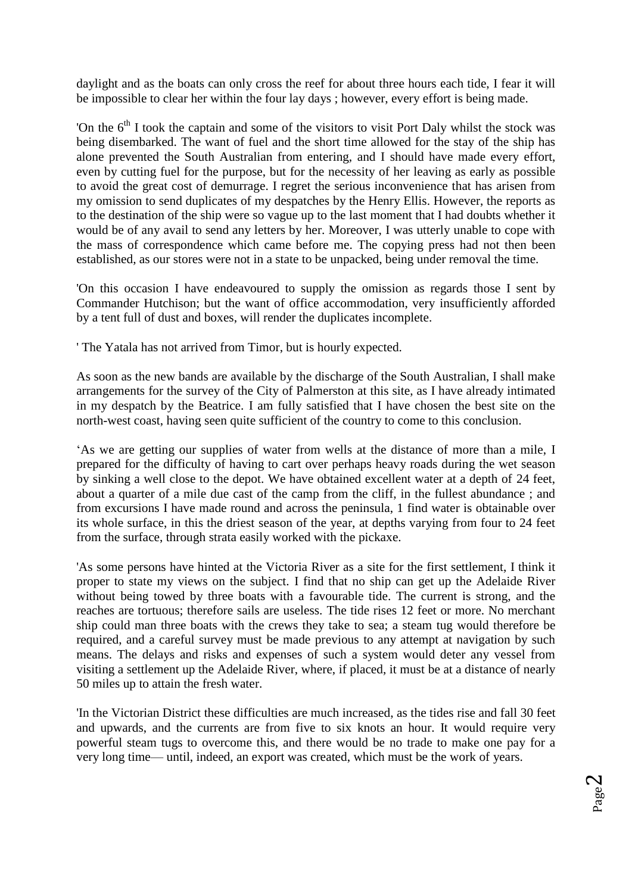daylight and as the boats can only cross the reef for about three hours each tide, I fear it will be impossible to clear her within the four lay days ; however, every effort is being made.

'On the 6th I took the captain and some of the visitors to visit Port Daly whilst the stock was being disembarked. The want of fuel and the short time allowed for the stay of the ship has alone prevented the South Australian from entering, and I should have made every effort, even by cutting fuel for the purpose, but for the necessity of her leaving as early as possible to avoid the great cost of demurrage. I regret the serious inconvenience that has arisen from my omission to send duplicates of my despatches by the Henry Ellis. However, the reports as to the destination of the ship were so vague up to the last moment that I had doubts whether it would be of any avail to send any letters by her. Moreover, I was utterly unable to cope with the mass of correspondence which came before me. The copying press had not then been established, as our stores were not in a state to be unpacked, being under removal the time.

'On this occasion I have endeavoured to supply the omission as regards those I sent by Commander Hutchison; but the want of office accommodation, very insufficiently afforded by a tent full of dust and boxes, will render the duplicates incomplete.

' The Yatala has not arrived from Timor, but is hourly expected.

As soon as the new bands are available by the discharge of the South Australian, I shall make arrangements for the survey of the City of Palmerston at this site, as I have already intimated in my despatch by the Beatrice. I am fully satisfied that I have chosen the best site on the north-west coast, having seen quite sufficient of the country to come to this conclusion.

'As we are getting our supplies of water from wells at the distance of more than a mile, I prepared for the difficulty of having to cart over perhaps heavy roads during the wet season by sinking a well close to the depot. We have obtained excellent water at a depth of 24 feet, about a quarter of a mile due cast of the camp from the cliff, in the fullest abundance ; and from excursions I have made round and across the peninsula, 1 find water is obtainable over its whole surface, in this the driest season of the year, at depths varying from four to 24 feet from the surface, through strata easily worked with the pickaxe.

'As some persons have hinted at the Victoria River as a site for the first settlement, I think it proper to state my views on the subject. I find that no ship can get up the Adelaide River without being towed by three boats with a favourable tide. The current is strong, and the reaches are tortuous; therefore sails are useless. The tide rises 12 feet or more. No merchant ship could man three boats with the crews they take to sea; a steam tug would therefore be required, and a careful survey must be made previous to any attempt at navigation by such means. The delays and risks and expenses of such a system would deter any vessel from visiting a settlement up the Adelaide River, where, if placed, it must be at a distance of nearly 50 miles up to attain the fresh water.

'In the Victorian District these difficulties are much increased, as the tides rise and fall 30 feet and upwards, and the currents are from five to six knots an hour. It would require very powerful steam tugs to overcome this, and there would be no trade to make one pay for a very long time— until, indeed, an export was created, which must be the work of years.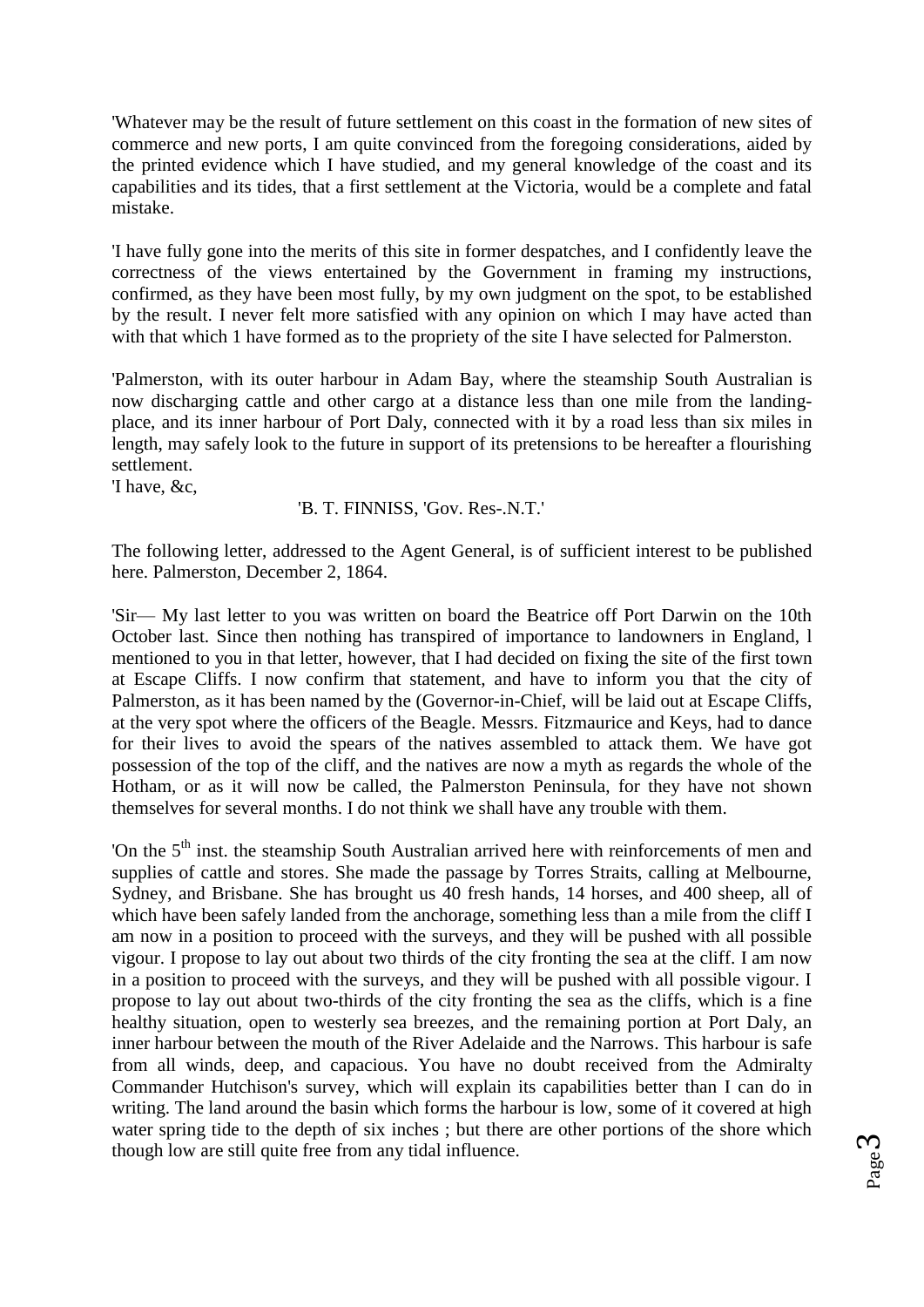'Whatever may be the result of future settlement on this coast in the formation of new sites of commerce and new ports, I am quite convinced from the foregoing considerations, aided by the printed evidence which I have studied, and my general knowledge of the coast and its capabilities and its tides, that a first settlement at the Victoria, would be a complete and fatal mistake.

'I have fully gone into the merits of this site in former despatches, and I confidently leave the correctness of the views entertained by the Government in framing my instructions, confirmed, as they have been most fully, by my own judgment on the spot, to be established by the result. I never felt more satisfied with any opinion on which I may have acted than with that which 1 have formed as to the propriety of the site I have selected for Palmerston.

'Palmerston, with its outer harbour in Adam Bay, where the steamship South Australian is now discharging cattle and other cargo at a distance less than one mile from the landing-place, and its inner harbour of Port Daly, connected with it by a road less than six miles in length, may safely look to the future in support of its pretensions to be hereafter a flourishing settlement.
'I have, &c,

'B. T. FINNISS, 'Gov. Res-.N.T.'

The following letter, addressed to the Agent General, is of sufficient interest to be published here. Palmerston, December 2, 1864.

'Sir— My last letter to you was written on board the Beatrice off Port Darwin on the 10th October last. Since then nothing has transpired of importance to landowners in England, l mentioned to you in that letter, however, that I had decided on fixing the site of the first town at Escape Cliffs. I now confirm that statement, and have to inform you that the city of Palmerston, as it has been named by the (Governor-in-Chief, will be laid out at Escape Cliffs, at the very spot where the officers of the Beagle. Messrs. Fitzmaurice and Keys, had to dance for their lives to avoid the spears of the natives assembled to attack them. We have got possession of the top of the cliff, and the natives are now a myth as regards the whole of the Hotham, or as it will now be called, the Palmerston Peninsula, for they have not shown themselves for several months. I do not think we shall have any trouble with them.

'On the 5th inst. the steamship South Australian arrived here with reinforcements of men and supplies of cattle and stores. She made the passage by Torres Straits, calling at Melbourne, Sydney, and Brisbane. She has brought us 40 fresh hands, 14 horses, and 400 sheep, all of which have been safely landed from the anchorage, something less than a mile from the cliff I am now in a position to proceed with the surveys, and they will be pushed with all possible vigour. I propose to lay out about two thirds of the city fronting the sea at the cliff. I am now in a position to proceed with the surveys, and they will be pushed with all possible vigour. I propose to lay out about two-thirds of the city fronting the sea as the cliffs, which is a fine healthy situation, open to westerly sea breezes, and the remaining portion at Port Daly, an inner harbour between the mouth of the River Adelaide and the Narrows. This harbour is safe from all winds, deep, and capacious. You have no doubt received from the Admiralty Commander Hutchison's survey, which will explain its capabilities better than I can do in writing. The land around the basin which forms the harbour is low, some of it covered at high water spring tide to the depth of six inches ; but there are other portions of the shore which though low are still quite free from any tidal influence.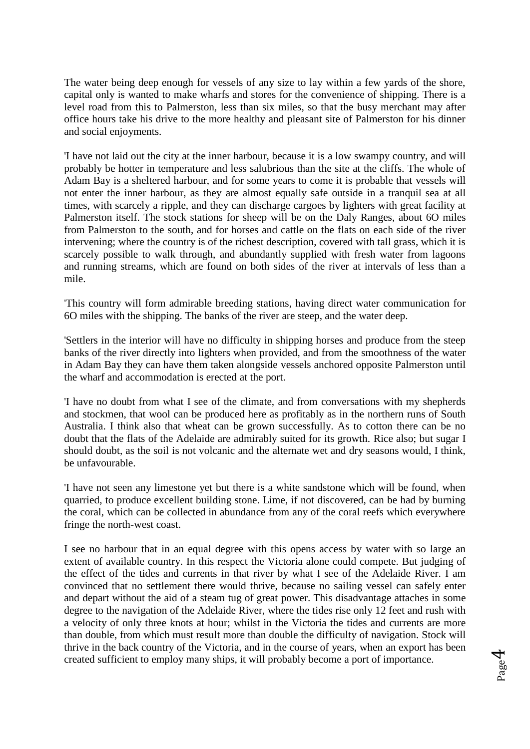The water being deep enough for vessels of any size to lay within a few yards of the shore, capital only is wanted to make wharfs and stores for the convenience of shipping. There is a level road from this to Palmerston, less than six miles, so that the busy merchant may after office hours take his drive to the more healthy and pleasant site of Palmerston for his dinner and social enjoyments.

'I have not laid out the city at the inner harbour, because it is a low swampy country, and will probably be hotter in temperature and less salubrious than the site at the cliffs. The whole of Adam Bay is a sheltered harbour, and for some years to come it is probable that vessels will not enter the inner harbour, as they are almost equally safe outside in a tranquil sea at all times, with scarcely a ripple, and they can discharge cargoes by lighters with great facility at Palmerston itself. The stock stations for sheep will be on the Daly Ranges, about 6O miles from Palmerston to the south, and for horses and cattle on the flats on each side of the river intervening; where the country is of the richest description, covered with tall grass, which it is scarcely possible to walk through, and abundantly supplied with fresh water from lagoons and running streams, which are found on both sides of the river at intervals of less than a mile.

'This country will form admirable breeding stations, having direct water communication for 6O miles with the shipping. The banks of the river are steep, and the water deep.

'Settlers in the interior will have no difficulty in shipping horses and produce from the steep banks of the river directly into lighters when provided, and from the smoothness of the water in Adam Bay they can have them taken alongside vessels anchored opposite Palmerston until the wharf and accommodation is erected at the port.

'I have no doubt from what I see of the climate, and from conversations with my shepherds and stockmen, that wool can be produced here as profitably as in the northern runs of South Australia. I think also that wheat can be grown successfully. As to cotton there can be no doubt that the flats of the Adelaide are admirably suited for its growth. Rice also; but sugar I should doubt, as the soil is not volcanic and the alternate wet and dry seasons would, I think, be unfavourable.

'I have not seen any limestone yet but there is a white sandstone which will be found, when quarried, to produce excellent building stone. Lime, if not discovered, can be had by burning the coral, which can be collected in abundance from any of the coral reefs which everywhere fringe the north-west coast.

I see no harbour that in an equal degree with this opens access by water with so large an extent of available country. In this respect the Victoria alone could compete. But judging of the effect of the tides and currents in that river by what I see of the Adelaide River. I am convinced that no settlement there would thrive, because no sailing vessel can safely enter and depart without the aid of a steam tug of great power. This disadvantage attaches in some degree to the navigation of the Adelaide River, where the tides rise only 12 feet and rush with a velocity of only three knots at hour; whilst in the Victoria the tides and currents are more than double, from which must result more than double the difficulty of navigation. Stock will thrive in the back country of the Victoria, and in the course of years, when an export has been created sufficient to employ many ships, it will probably become a port of importance.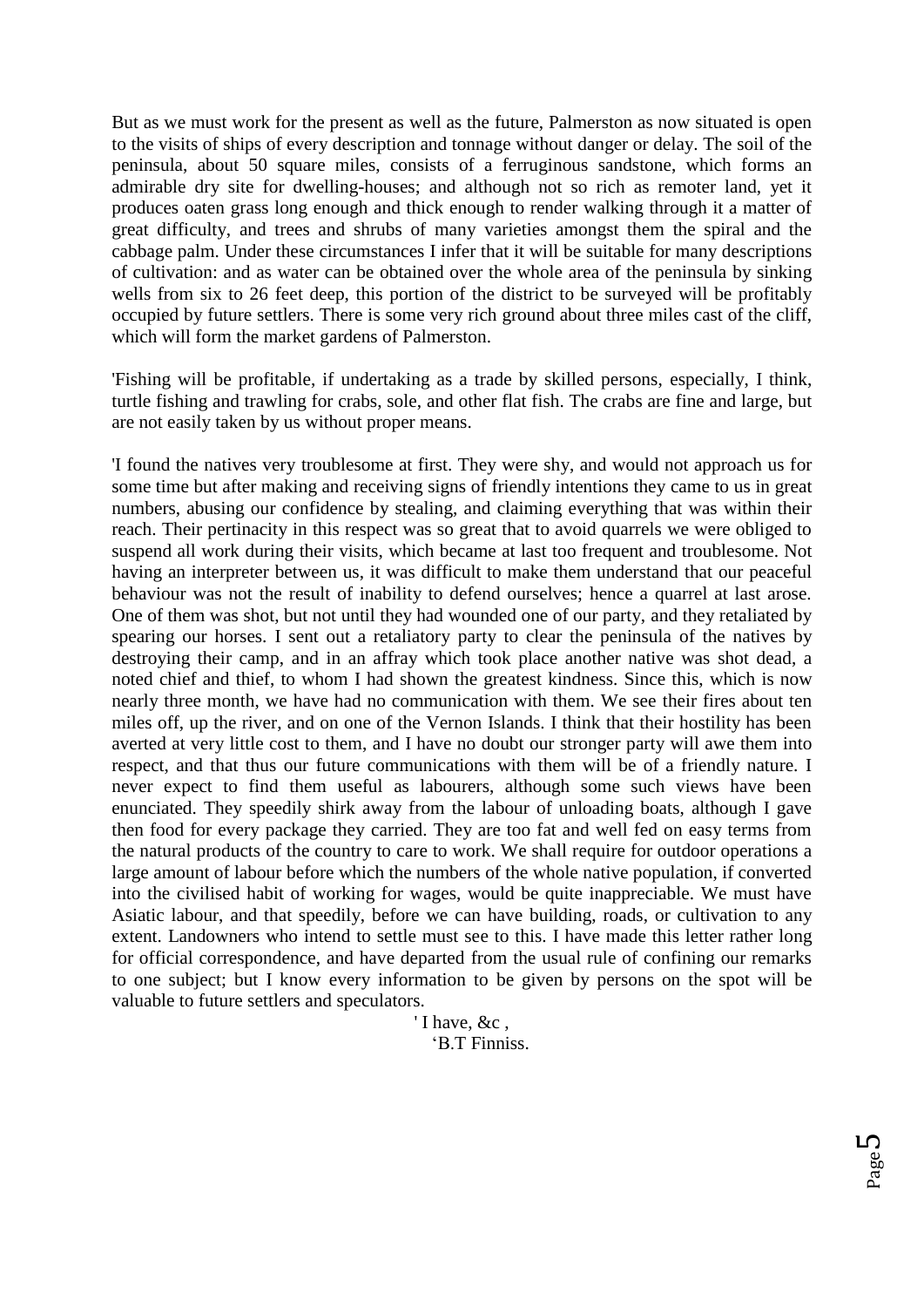But as we must work for the present as well as the future, Palmerston as now situated is open to the visits of ships of every description and tonnage without danger or delay. The soil of the peninsula, about 50 square miles, consists of a ferruginous sandstone, which forms an admirable dry site for dwelling-houses; and although not so rich as remoter land, yet it produces oaten grass long enough and thick enough to render walking through it a matter of great difficulty, and trees and shrubs of many varieties amongst them the spiral and the cabbage palm. Under these circumstances I infer that it will be suitable for many descriptions of cultivation: and as water can be obtained over the whole area of the peninsula by sinking wells from six to 26 feet deep, this portion of the district to be surveyed will be profitably occupied by future settlers. There is some very rich ground about three miles cast of the cliff, which will form the market gardens of Palmerston.

'Fishing will be profitable, if undertaking as a trade by skilled persons, especially, I think, turtle fishing and trawling for crabs, sole, and other flat fish. The crabs are fine and large, but are not easily taken by us without proper means.

'I found the natives very troublesome at first. They were shy, and would not approach us for some time but after making and receiving signs of friendly intentions they came to us in great numbers, abusing our confidence by stealing, and claiming everything that was within their reach. Their pertinacity in this respect was so great that to avoid quarrels we were obliged to suspend all work during their visits, which became at last too frequent and troublesome. Not having an interpreter between us, it was difficult to make them understand that our peaceful behaviour was not the result of inability to defend ourselves; hence a quarrel at last arose. One of them was shot, but not until they had wounded one of our party, and they retaliated by spearing our horses. I sent out a retaliatory party to clear the peninsula of the natives by destroying their camp, and in an affray which took place another native was shot dead, a noted chief and thief, to whom I had shown the greatest kindness. Since this, which is now nearly three month, we have had no communication with them. We see their fires about ten miles off, up the river, and on one of the Vernon Islands. I think that their hostility has been averted at very little cost to them, and I have no doubt our stronger party will awe them into respect, and that thus our future communications with them will be of a friendly nature. I never expect to find them useful as labourers, although some such views have been enunciated. They speedily shirk away from the labour of unloading boats, although I gave then food for every package they carried. They are too fat and well fed on easy terms from the natural products of the country to care to work. We shall require for outdoor operations a large amount of labour before which the numbers of the whole native population, if converted into the civilised habit of working for wages, would be quite inappreciable. We must have Asiatic labour, and that speedily, before we can have building, roads, or cultivation to any extent. Landowners who intend to settle must see to this. I have made this letter rather long for official correspondence, and have departed from the usual rule of confining our remarks to one subject; but I know every information to be given by persons on the spot will be valuable to future settlers and speculators.

' I have, &c ,

'B.T Finniss.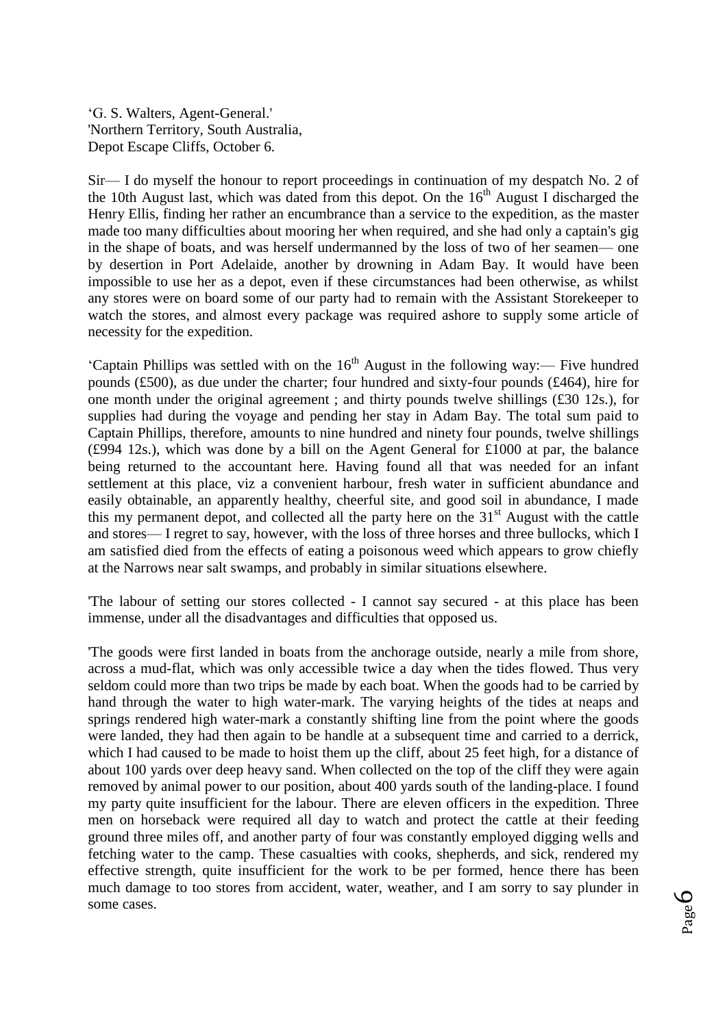'G. S. Walters, Agent-General.'
'Northern Territory, South Australia,
Depot Escape Cliffs, October 6.

Sir— I do myself the honour to report proceedings in continuation of my despatch No. 2 of the 10th August last, which was dated from this depot. On the 16th August I discharged the Henry Ellis, finding her rather an encumbrance than a service to the expedition, as the master made too many difficulties about mooring her when required, and she had only a captain's gig in the shape of boats, and was herself undermanned by the loss of two of her seamen— one by desertion in Port Adelaide, another by drowning in Adam Bay. It would have been impossible to use her as a depot, even if these circumstances had been otherwise, as whilst any stores were on board some of our party had to remain with the Assistant Storekeeper to watch the stores, and almost every package was required ashore to supply some article of necessity for the expedition.

'Captain Phillips was settled with on the 16th August in the following way:— Five hundred pounds (£500), as due under the charter; four hundred and sixty-four pounds (£464), hire for one month under the original agreement ; and thirty pounds twelve shillings (£30 12s.), for supplies had during the voyage and pending her stay in Adam Bay. The total sum paid to Captain Phillips, therefore, amounts to nine hundred and ninety four pounds, twelve shillings (£994 12s.), which was done by a bill on the Agent General for £1000 at par, the balance being returned to the accountant here. Having found all that was needed for an infant settlement at this place, viz a convenient harbour, fresh water in sufficient abundance and easily obtainable, an apparently healthy, cheerful site, and good soil in abundance, I made this my permanent depot, and collected all the party here on the 31st August with the cattle and stores— I regret to say, however, with the loss of three horses and three bullocks, which I am satisfied died from the effects of eating a poisonous weed which appears to grow chiefly at the Narrows near salt swamps, and probably in similar situations elsewhere.

'The labour of setting our stores collected - I cannot say secured - at this place has been immense, under all the disadvantages and difficulties that opposed us.

'The goods were first landed in boats from the anchorage outside, nearly a mile from shore, across a mud-flat, which was only accessible twice a day when the tides flowed. Thus very seldom could more than two trips be made by each boat. When the goods had to be carried by hand through the water to high water-mark. The varying heights of the tides at neaps and springs rendered high water-mark a constantly shifting line from the point where the goods were landed, they had then again to be handle at a subsequent time and carried to a derrick, which I had caused to be made to hoist them up the cliff, about 25 feet high, for a distance of about 100 yards over deep heavy sand. When collected on the top of the cliff they were again removed by animal power to our position, about 400 yards south of the landing-place. I found my party quite insufficient for the labour. There are eleven officers in the expedition. Three men on horseback were required all day to watch and protect the cattle at their feeding ground three miles off, and another party of four was constantly employed digging wells and fetching water to the camp. These casualties with cooks, shepherds, and sick, rendered my effective strength, quite insufficient for the work to be per formed, hence there has been much damage to too stores from accident, water, weather, and I am sorry to say plunder in some cases.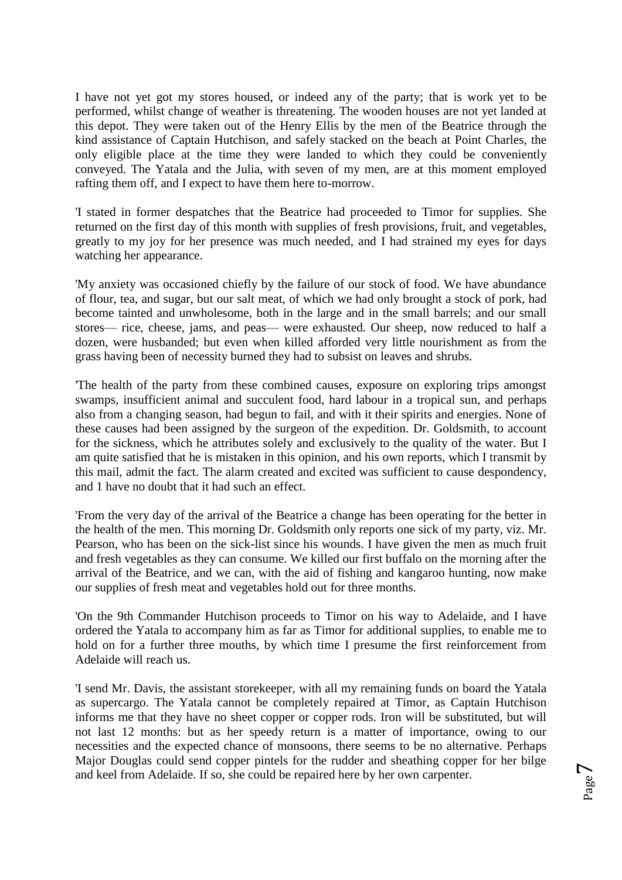I have not yet got my stores housed, or indeed any of the party; that is work yet to be performed, whilst change of weather is threatening. The wooden houses are not yet landed at this depot. They were taken out of the Henry Ellis by the men of the Beatrice through the kind assistance of Captain Hutchison, and safely stacked on the beach at Point Charles, the only eligible place at the time they were landed to which they could be conveniently conveyed. The Yatala and the Julia, with seven of my men, are at this moment employed rafting them off, and I expect to have them here to-morrow.

'I stated in former despatches that the Beatrice had proceeded to Timor for supplies. She returned on the first day of this month with supplies of fresh provisions, fruit, and vegetables, greatly to my joy for her presence was much needed, and I had strained my eyes for days watching her appearance.

'My anxiety was occasioned chiefly by the failure of our stock of food. We have abundance of flour, tea, and sugar, but our salt meat, of which we had only brought a stock of pork, had become tainted and unwholesome, both in the large and in the small barrels; and our small stores— rice, cheese, jams, and peas— were exhausted. Our sheep, now reduced to half a dozen, were husbanded; but even when killed afforded very little nourishment as from the grass having been of necessity burned they had to subsist on leaves and shrubs.

'The health of the party from these combined causes, exposure on exploring trips amongst swamps, insufficient animal and succulent food, hard labour in a tropical sun, and perhaps also from a changing season, had begun to fail, and with it their spirits and energies. None of these causes had been assigned by the surgeon of the expedition. Dr. Goldsmith, to account for the sickness, which he attributes solely and exclusively to the quality of the water. But I am quite satisfied that he is mistaken in this opinion, and his own reports, which I transmit by this mail, admit the fact. The alarm created and excited was sufficient to cause despondency, and 1 have no doubt that it had such an effect.

'From the very day of the arrival of the Beatrice a change has been operating for the better in the health of the men. This morning Dr. Goldsmith only reports one sick of my party, viz. Mr. Pearson, who has been on the sick-list since his wounds. I have given the men as much fruit and fresh vegetables as they can consume. We killed our first buffalo on the morning after the arrival of the Beatrice, and we can, with the aid of fishing and kangaroo hunting, now make our supplies of fresh meat and vegetables hold out for three months.

'On the 9th Commander Hutchison proceeds to Timor on his way to Adelaide, and I have ordered the Yatala to accompany him as far as Timor for additional supplies, to enable me to hold on for a further three mouths, by which time I presume the first reinforcement from Adelaide will reach us.

'I send Mr. Davis, the assistant storekeeper, with all my remaining funds on board the Yatala as supercargo. The Yatala cannot be completely repaired at Timor, as Captain Hutchison informs me that they have no sheet copper or copper rods. Iron will be substituted, but will not last 12 months: but as her speedy return is a matter of importance, owing to our necessities and the expected chance of monsoons, there seems to be no alternative. Perhaps Major Douglas could send copper pintels for the rudder and sheathing copper for her bilge and keel from Adelaide. If so, she could be repaired here by her own carpenter.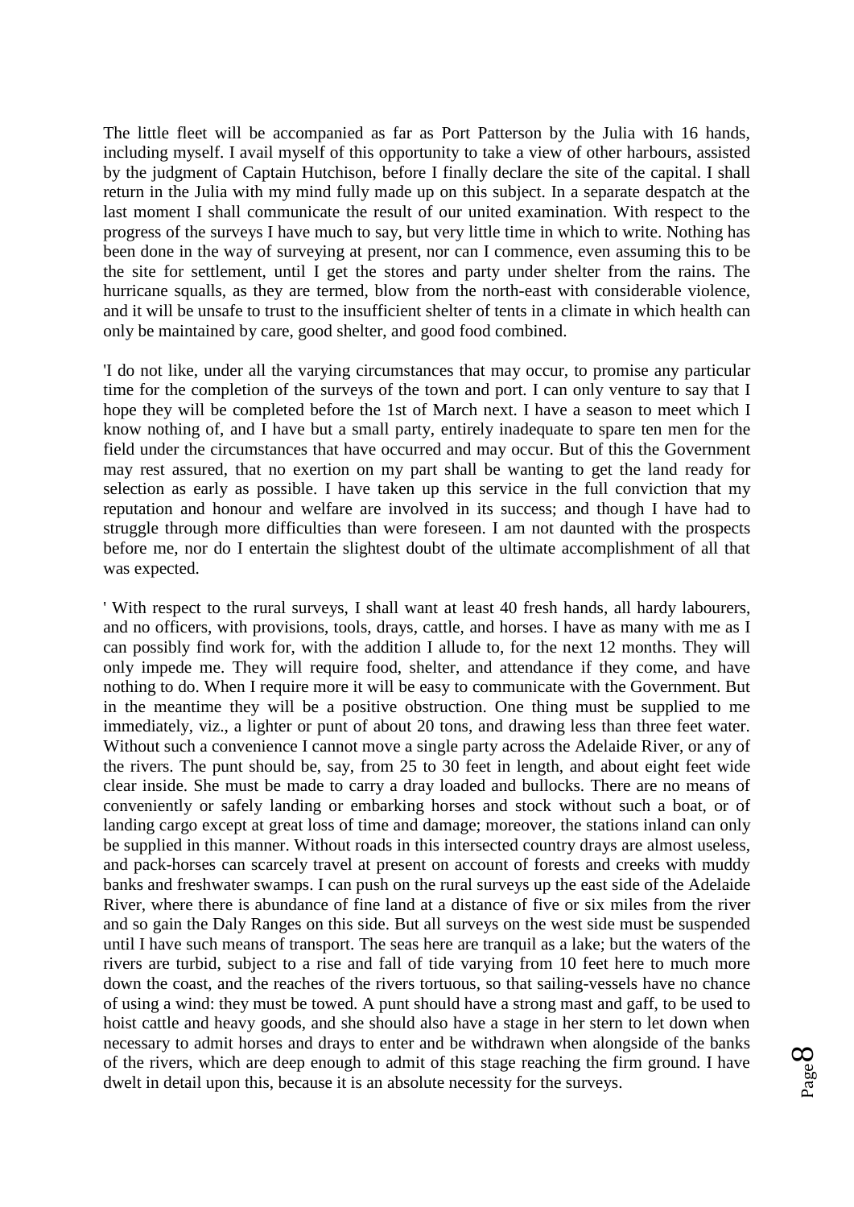The little fleet will be accompanied as far as Port Patterson by the Julia with 16 hands, including myself. I avail myself of this opportunity to take a view of other harbours, assisted by the judgment of Captain Hutchison, before I finally declare the site of the capital. I shall return in the Julia with my mind fully made up on this subject. In a separate despatch at the last moment I shall communicate the result of our united examination. With respect to the progress of the surveys I have much to say, but very little time in which to write. Nothing has been done in the way of surveying at present, nor can I commence, even assuming this to be the site for settlement, until I get the stores and party under shelter from the rains. The hurricane squalls, as they are termed, blow from the north-east with considerable violence, and it will be unsafe to trust to the insufficient shelter of tents in a climate in which health can only be maintained by care, good shelter, and good food combined.

'I do not like, under all the varying circumstances that may occur, to promise any particular time for the completion of the surveys of the town and port. I can only venture to say that I hope they will be completed before the 1st of March next. I have a season to meet which I know nothing of, and I have but a small party, entirely inadequate to spare ten men for the field under the circumstances that have occurred and may occur. But of this the Government may rest assured, that no exertion on my part shall be wanting to get the land ready for selection as early as possible. I have taken up this service in the full conviction that my reputation and honour and welfare are involved in its success; and though I have had to struggle through more difficulties than were foreseen. I am not daunted with the prospects before me, nor do I entertain the slightest doubt of the ultimate accomplishment of all that was expected.

' With respect to the rural surveys, I shall want at least 40 fresh hands, all hardy labourers, and no officers, with provisions, tools, drays, cattle, and horses. I have as many with me as I can possibly find work for, with the addition I allude to, for the next 12 months. They will only impede me. They will require food, shelter, and attendance if they come, and have nothing to do. When I require more it will be easy to communicate with the Government. But in the meantime they will be a positive obstruction. One thing must be supplied to me immediately, viz., a lighter or punt of about 20 tons, and drawing less than three feet water. Without such a convenience I cannot move a single party across the Adelaide River, or any of the rivers. The punt should be, say, from 25 to 30 feet in length, and about eight feet wide clear inside. She must be made to carry a dray loaded and bullocks. There are no means of conveniently or safely landing or embarking horses and stock without such a boat, or of landing cargo except at great loss of time and damage; moreover, the stations inland can only be supplied in this manner. Without roads in this intersected country drays are almost useless, and pack-horses can scarcely travel at present on account of forests and creeks with muddy banks and freshwater swamps. I can push on the rural surveys up the east side of the Adelaide River, where there is abundance of fine land at a distance of five or six miles from the river and so gain the Daly Ranges on this side. But all surveys on the west side must be suspended until I have such means of transport. The seas here are tranquil as a lake; but the waters of the rivers are turbid, subject to a rise and fall of tide varying from 10 feet here to much more down the coast, and the reaches of the rivers tortuous, so that sailing-vessels have no chance of using a wind: they must be towed. A punt should have a strong mast and gaff, to be used to hoist cattle and heavy goods, and she should also have a stage in her stern to let down when necessary to admit horses and drays to enter and be withdrawn when alongside of the banks of the rivers, which are deep enough to admit of this stage reaching the firm ground. I have dwelt in detail upon this, because it is an absolute necessity for the surveys.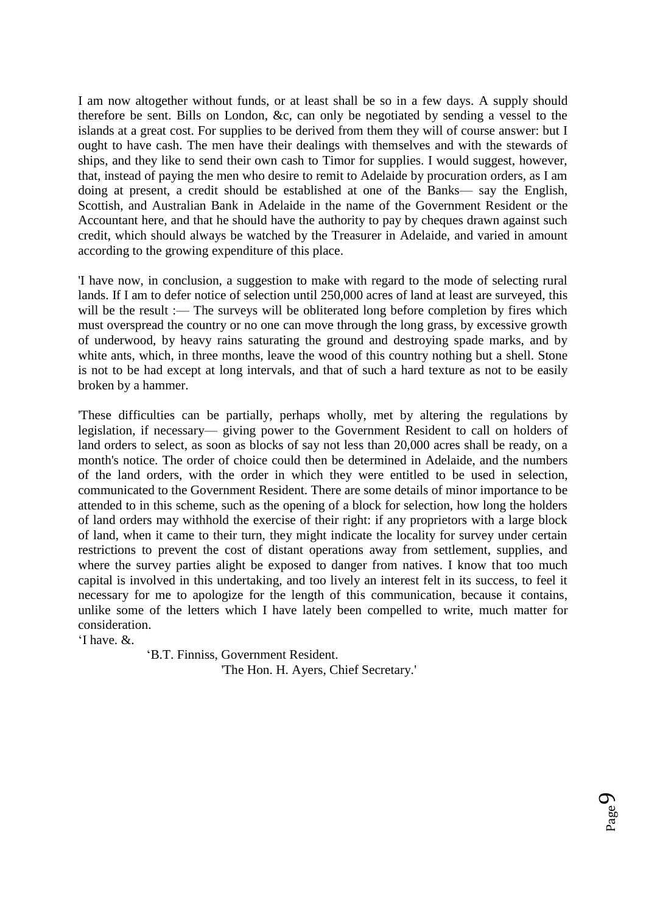I am now altogether without funds, or at least shall be so in a few days. A supply should therefore be sent. Bills on London, &c, can only be negotiated by sending a vessel to the islands at a great cost. For supplies to be derived from them they will of course answer: but I ought to have cash. The men have their dealings with themselves and with the stewards of ships, and they like to send their own cash to Timor for supplies. I would suggest, however, that, instead of paying the men who desire to remit to Adelaide by procuration orders, as I am doing at present, a credit should be established at one of the Banks— say the English, Scottish, and Australian Bank in Adelaide in the name of the Government Resident or the Accountant here, and that he should have the authority to pay by cheques drawn against such credit, which should always be watched by the Treasurer in Adelaide, and varied in amount according to the growing expenditure of this place.

'I have now, in conclusion, a suggestion to make with regard to the mode of selecting rural lands. If I am to defer notice of selection until 250,000 acres of land at least are surveyed, this will be the result :— The surveys will be obliterated long before completion by fires which must overspread the country or no one can move through the long grass, by excessive growth of underwood, by heavy rains saturating the ground and destroying spade marks, and by white ants, which, in three months, leave the wood of this country nothing but a shell. Stone is not to be had except at long intervals, and that of such a hard texture as not to be easily broken by a hammer.

'These difficulties can be partially, perhaps wholly, met by altering the regulations by legislation, if necessary— giving power to the Government Resident to call on holders of land orders to select, as soon as blocks of say not less than 20,000 acres shall be ready, on a month's notice. The order of choice could then be determined in Adelaide, and the numbers of the land orders, with the order in which they were entitled to be used in selection, communicated to the Government Resident. There are some details of minor importance to be attended to in this scheme, such as the opening of a block for selection, how long the holders of land orders may withhold the exercise of their right: if any proprietors with a large block of land, when it came to their turn, they might indicate the locality for survey under certain restrictions to prevent the cost of distant operations away from settlement, supplies, and where the survey parties alight be exposed to danger from natives. I know that too much capital is involved in this undertaking, and too lively an interest felt in its success, to feel it necessary for me to apologize for the length of this communication, because it contains, unlike some of the letters which I have lately been compelled to write, much matter for consideration.

'I have. &.

'B.T. Finniss, Government Resident.

'The Hon. H. Ayers, Chief Secretary.'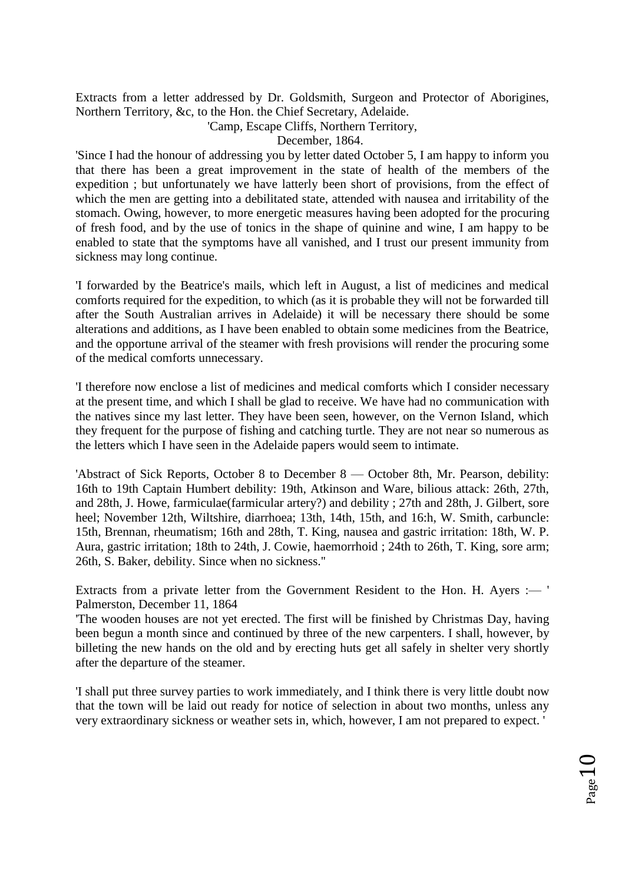Extracts from a letter addressed by Dr. Goldsmith, Surgeon and Protector of Aborigines, Northern Territory, &c, to the Hon. the Chief Secretary, Adelaide.

'Camp, Escape Cliffs, Northern Territory,

December, 1864.

'Since I had the honour of addressing you by letter dated October 5, I am happy to inform you that there has been a great improvement in the state of health of the members of the expedition ; but unfortunately we have latterly been short of provisions, from the effect of which the men are getting into a debilitated state, attended with nausea and irritability of the stomach. Owing, however, to more energetic measures having been adopted for the procuring of fresh food, and by the use of tonics in the shape of quinine and wine, I am happy to be enabled to state that the symptoms have all vanished, and I trust our present immunity from sickness may long continue.

'I forwarded by the Beatrice's mails, which left in August, a list of medicines and medical comforts required for the expedition, to which (as it is probable they will not be forwarded till after the South Australian arrives in Adelaide) it will be necessary there should be some alterations and additions, as I have been enabled to obtain some medicines from the Beatrice, and the opportune arrival of the steamer with fresh provisions will render the procuring some of the medical comforts unnecessary.

'I therefore now enclose a list of medicines and medical comforts which I consider necessary at the present time, and which I shall be glad to receive. We have had no communication with the natives since my last letter. They have been seen, however, on the Vernon Island, which they frequent for the purpose of fishing and catching turtle. They are not near so numerous as the letters which I have seen in the Adelaide papers would seem to intimate.

'Abstract of Sick Reports, October 8 to December 8 — October 8th, Mr. Pearson, debility: 16th to 19th Captain Humbert debility: 19th, Atkinson and Ware, bilious attack: 26th, 27th, and 28th, J. Howe, farmiculae(farmicular artery?) and debility ; 27th and 28th, J. Gilbert, sore heel; November 12th, Wiltshire, diarrhoea; 13th, 14th, 15th, and 16:h, W. Smith, carbuncle: 15th, Brennan, rheumatism; 16th and 28th, T. King, nausea and gastric irritation: 18th, W. P. Aura, gastric irritation; 18th to 24th, J. Cowie, haemorrhoid ; 24th to 26th, T. King, sore arm; 26th, S. Baker, debility. Since when no sickness."

Extracts from a private letter from the Government Resident to the Hon. H. Ayers :— ' Palmerston, December 11, 1864

'The wooden houses are not yet erected. The first will be finished by Christmas Day, having been begun a month since and continued by three of the new carpenters. I shall, however, by billeting the new hands on the old and by erecting huts get all safely in shelter very shortly after the departure of the steamer.

'I shall put three survey parties to work immediately, and I think there is very little doubt now that the town will be laid out ready for notice of selection in about two months, unless any very extraordinary sickness or weather sets in, which, however, I am not prepared to expect. '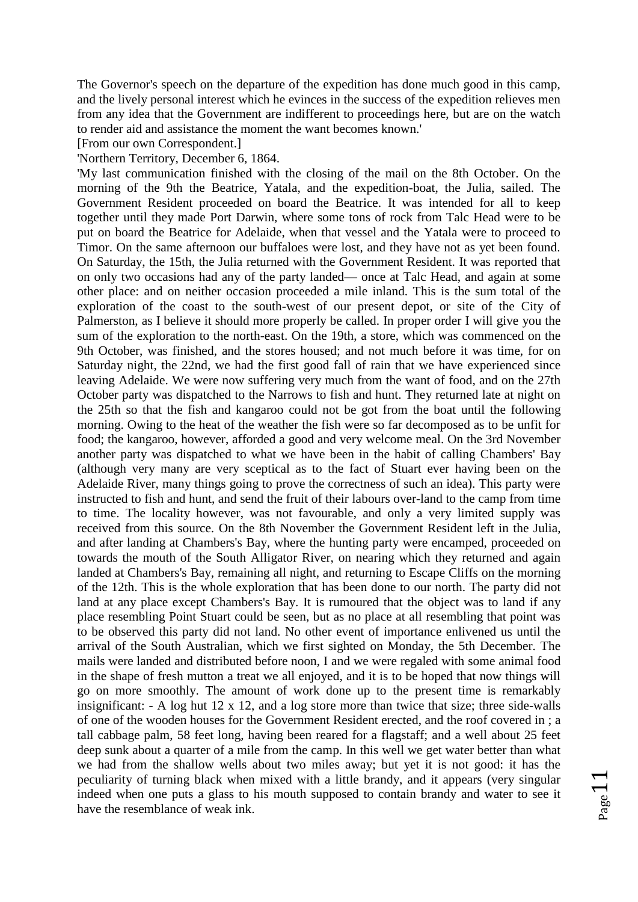The Governor's speech on the departure of the expedition has done much good in this camp, and the lively personal interest which he evinces in the success of the expedition relieves men from any idea that the Government are indifferent to proceedings here, but are on the watch to render aid and assistance the moment the want becomes known.'

[From our own Correspondent.]

'Northern Territory, December 6, 1864.

'My last communication finished with the closing of the mail on the 8th October. On the morning of the 9th the Beatrice, Yatala, and the expedition-boat, the Julia, sailed. The Government Resident proceeded on board the Beatrice. It was intended for all to keep together until they made Port Darwin, where some tons of rock from Talc Head were to be put on board the Beatrice for Adelaide, when that vessel and the Yatala were to proceed to Timor. On the same afternoon our buffaloes were lost, and they have not as yet been found. On Saturday, the 15th, the Julia returned with the Government Resident. It was reported that on only two occasions had any of the party landed— once at Talc Head, and again at some other place: and on neither occasion proceeded a mile inland. This is the sum total of the exploration of the coast to the south-west of our present depot, or site of the City of Palmerston, as I believe it should more properly be called. In proper order I will give you the sum of the exploration to the north-east. On the 19th, a store, which was commenced on the 9th October, was finished, and the stores housed; and not much before it was time, for on Saturday night, the 22nd, we had the first good fall of rain that we have experienced since leaving Adelaide. We were now suffering very much from the want of food, and on the 27th October party was dispatched to the Narrows to fish and hunt. They returned late at night on the 25th so that the fish and kangaroo could not be got from the boat until the following morning. Owing to the heat of the weather the fish were so far decomposed as to be unfit for food; the kangaroo, however, afforded a good and very welcome meal. On the 3rd November another party was dispatched to what we have been in the habit of calling Chambers' Bay (although very many are very sceptical as to the fact of Stuart ever having been on the Adelaide River, many things going to prove the correctness of such an idea). This party were instructed to fish and hunt, and send the fruit of their labours over-land to the camp from time to time. The locality however, was not favourable, and only a very limited supply was received from this source. On the 8th November the Government Resident left in the Julia, and after landing at Chambers's Bay, where the hunting party were encamped, proceeded on towards the mouth of the South Alligator River, on nearing which they returned and again landed at Chambers's Bay, remaining all night, and returning to Escape Cliffs on the morning of the 12th. This is the whole exploration that has been done to our north. The party did not land at any place except Chambers's Bay. It is rumoured that the object was to land if any place resembling Point Stuart could be seen, but as no place at all resembling that point was to be observed this party did not land. No other event of importance enlivened us until the arrival of the South Australian, which we first sighted on Monday, the 5th December. The mails were landed and distributed before noon, I and we were regaled with some animal food in the shape of fresh mutton a treat we all enjoyed, and it is to be hoped that now things will go on more smoothly. The amount of work done up to the present time is remarkably insignificant: - A log hut 12 x 12, and a log store more than twice that size; three side-walls of one of the wooden houses for the Government Resident erected, and the roof covered in ; a tall cabbage palm, 58 feet long, having been reared for a flagstaff; and a well about 25 feet deep sunk about a quarter of a mile from the camp. In this well we get water better than what we had from the shallow wells about two miles away; but yet it is not good: it has the peculiarity of turning black when mixed with a little brandy, and it appears (very singular indeed when one puts a glass to his mouth supposed to contain brandy and water to see it have the resemblance of weak ink.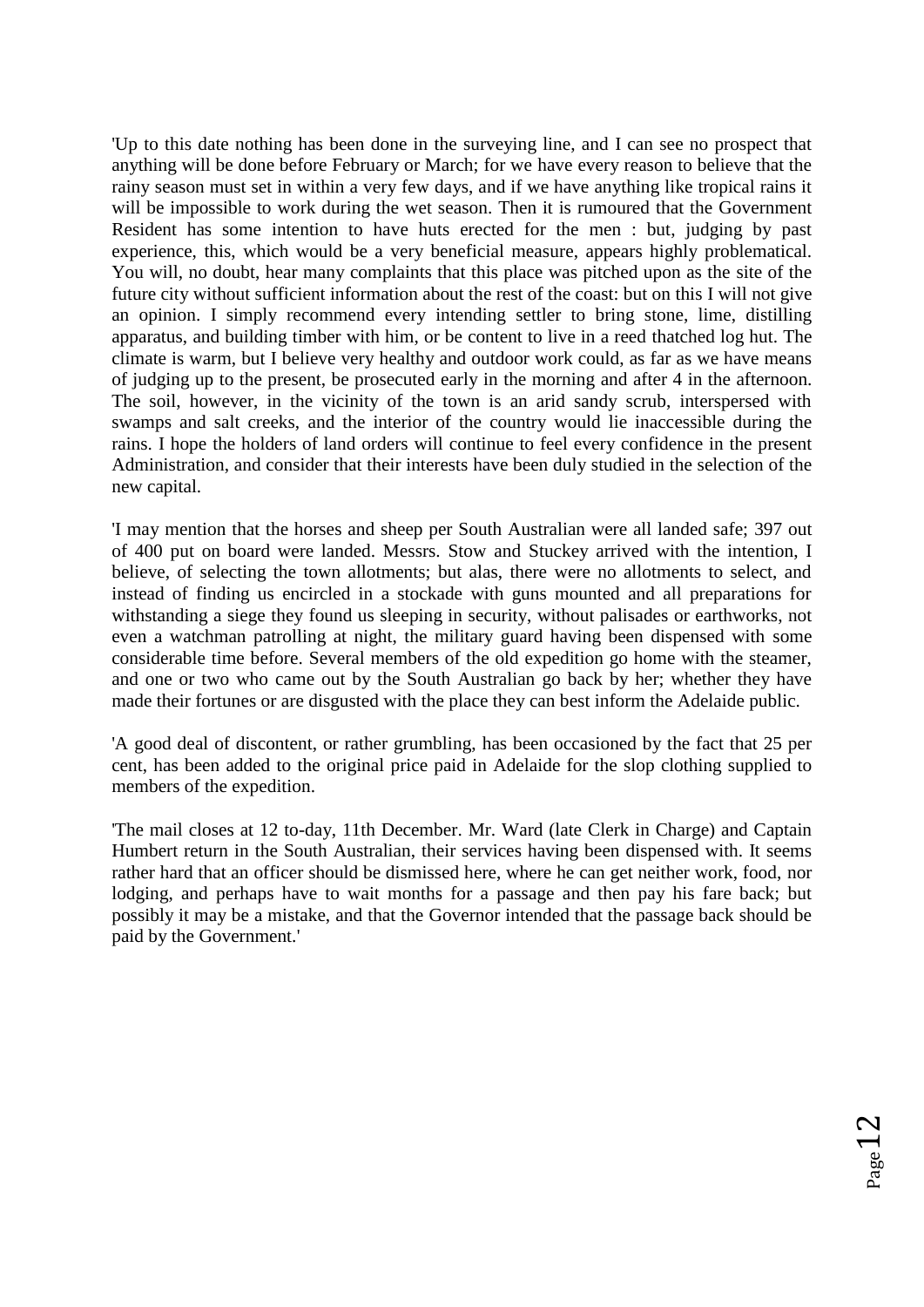'Up to this date nothing has been done in the surveying line, and I can see no prospect that anything will be done before February or March; for we have every reason to believe that the rainy season must set in within a very few days, and if we have anything like tropical rains it will be impossible to work during the wet season. Then it is rumoured that the Government Resident has some intention to have huts erected for the men : but, judging by past experience, this, which would be a very beneficial measure, appears highly problematical. You will, no doubt, hear many complaints that this place was pitched upon as the site of the future city without sufficient information about the rest of the coast: but on this I will not give an opinion. I simply recommend every intending settler to bring stone, lime, distilling apparatus, and building timber with him, or be content to live in a reed thatched log hut. The climate is warm, but I believe very healthy and outdoor work could, as far as we have means of judging up to the present, be prosecuted early in the morning and after 4 in the afternoon. The soil, however, in the vicinity of the town is an arid sandy scrub, interspersed with swamps and salt creeks, and the interior of the country would lie inaccessible during the rains. I hope the holders of land orders will continue to feel every confidence in the present Administration, and consider that their interests have been duly studied in the selection of the new capital.

'I may mention that the horses and sheep per South Australian were all landed safe; 397 out of 400 put on board were landed. Messrs. Stow and Stuckey arrived with the intention, I believe, of selecting the town allotments; but alas, there were no allotments to select, and instead of finding us encircled in a stockade with guns mounted and all preparations for withstanding a siege they found us sleeping in security, without palisades or earthworks, not even a watchman patrolling at night, the military guard having been dispensed with some considerable time before. Several members of the old expedition go home with the steamer, and one or two who came out by the South Australian go back by her; whether they have made their fortunes or are disgusted with the place they can best inform the Adelaide public.

'A good deal of discontent, or rather grumbling, has been occasioned by the fact that 25 per cent, has been added to the original price paid in Adelaide for the slop clothing supplied to members of the expedition.

'The mail closes at 12 to-day, 11th December. Mr. Ward (late Clerk in Charge) and Captain Humbert return in the South Australian, their services having been dispensed with. It seems rather hard that an officer should be dismissed here, where he can get neither work, food, nor lodging, and perhaps have to wait months for a passage and then pay his fare back; but possibly it may be a mistake, and that the Governor intended that the passage back should be paid by the Government.'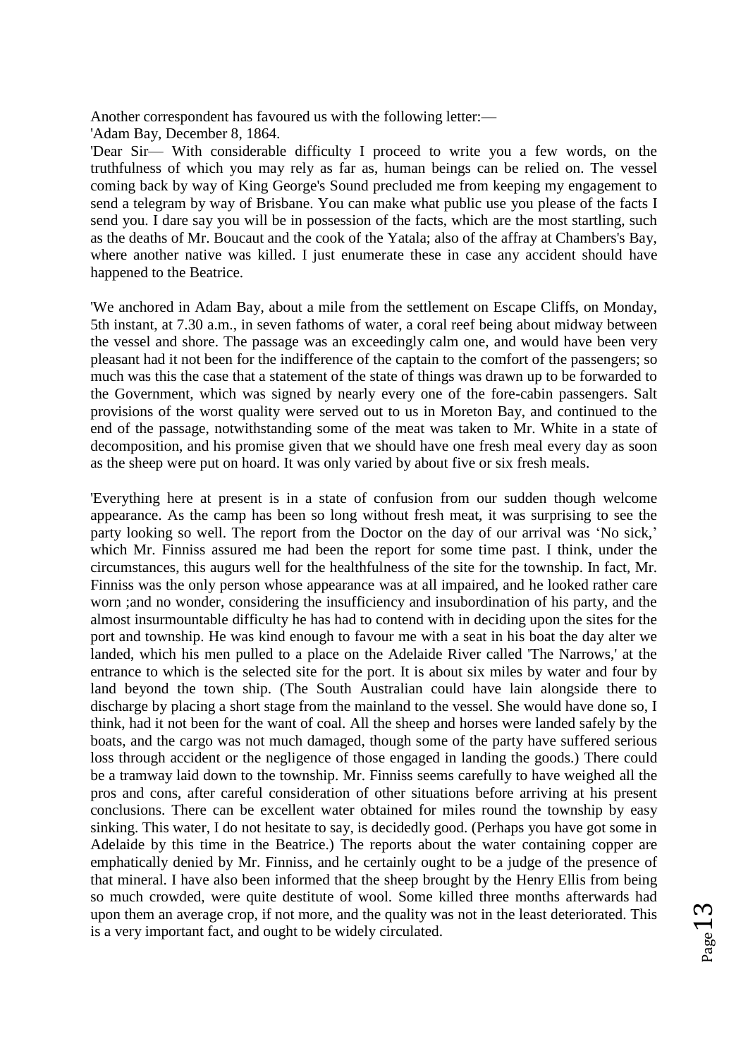Another correspondent has favoured us with the following letter:—

'Adam Bay, December 8, 1864.

'Dear Sir— With considerable difficulty I proceed to write you a few words, on the truthfulness of which you may rely as far as, human beings can be relied on. The vessel coming back by way of King George's Sound precluded me from keeping my engagement to send a telegram by way of Brisbane. You can make what public use you please of the facts I send you. I dare say you will be in possession of the facts, which are the most startling, such as the deaths of Mr. Boucaut and the cook of the Yatala; also of the affray at Chambers's Bay, where another native was killed. I just enumerate these in case any accident should have happened to the Beatrice.

'We anchored in Adam Bay, about a mile from the settlement on Escape Cliffs, on Monday, 5th instant, at 7.30 a.m., in seven fathoms of water, a coral reef being about midway between the vessel and shore. The passage was an exceedingly calm one, and would have been very pleasant had it not been for the indifference of the captain to the comfort of the passengers; so much was this the case that a statement of the state of things was drawn up to be forwarded to the Government, which was signed by nearly every one of the fore-cabin passengers. Salt provisions of the worst quality were served out to us in Moreton Bay, and continued to the end of the passage, notwithstanding some of the meat was taken to Mr. White in a state of decomposition, and his promise given that we should have one fresh meal every day as soon as the sheep were put on hoard. It was only varied by about five or six fresh meals.

'Everything here at present is in a state of confusion from our sudden though welcome appearance. As the camp has been so long without fresh meat, it was surprising to see the party looking so well. The report from the Doctor on the day of our arrival was 'No sick,' which Mr. Finniss assured me had been the report for some time past. I think, under the circumstances, this augurs well for the healthfulness of the site for the township. In fact, Mr. Finniss was the only person whose appearance was at all impaired, and he looked rather care worn ;and no wonder, considering the insufficiency and insubordination of his party, and the almost insurmountable difficulty he has had to contend with in deciding upon the sites for the port and township. He was kind enough to favour me with a seat in his boat the day alter we landed, which his men pulled to a place on the Adelaide River called 'The Narrows,' at the entrance to which is the selected site for the port. It is about six miles by water and four by land beyond the town ship. (The South Australian could have lain alongside there to discharge by placing a short stage from the mainland to the vessel. She would have done so, I think, had it not been for the want of coal. All the sheep and horses were landed safely by the boats, and the cargo was not much damaged, though some of the party have suffered serious loss through accident or the negligence of those engaged in landing the goods.) There could be a tramway laid down to the township. Mr. Finniss seems carefully to have weighed all the pros and cons, after careful consideration of other situations before arriving at his present conclusions. There can be excellent water obtained for miles round the township by easy sinking. This water, I do not hesitate to say, is decidedly good. (Perhaps you have got some in Adelaide by this time in the Beatrice.) The reports about the water containing copper are emphatically denied by Mr. Finniss, and he certainly ought to be a judge of the presence of that mineral. I have also been informed that the sheep brought by the Henry Ellis from being so much crowded, were quite destitute of wool. Some killed three months afterwards had upon them an average crop, if not more, and the quality was not in the least deteriorated. This is a very important fact, and ought to be widely circulated.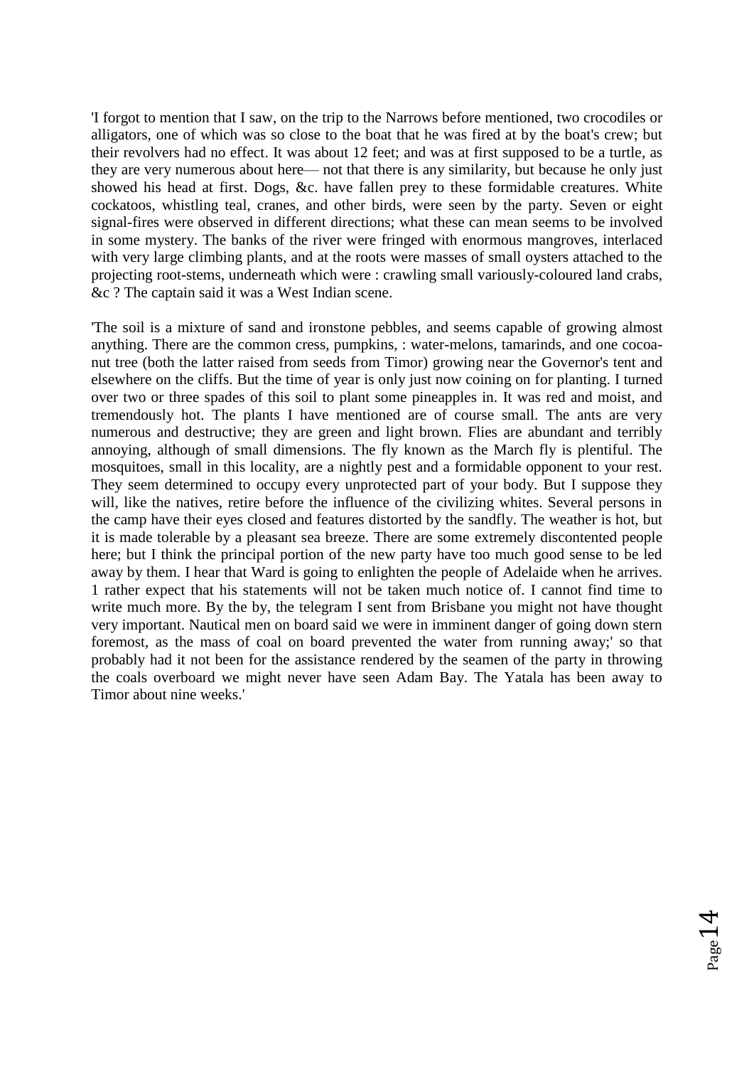'I forgot to mention that I saw, on the trip to the Narrows before mentioned, two crocodiles or alligators, one of which was so close to the boat that he was fired at by the boat's crew; but their revolvers had no effect. It was about 12 feet; and was at first supposed to be a turtle, as they are very numerous about here— not that there is any similarity, but because he only just showed his head at first. Dogs, &c. have fallen prey to these formidable creatures. White cockatoos, whistling teal, cranes, and other birds, were seen by the party. Seven or eight signal-fires were observed in different directions; what these can mean seems to be involved in some mystery. The banks of the river were fringed with enormous mangroves, interlaced with very large climbing plants, and at the roots were masses of small oysters attached to the projecting root-stems, underneath which were : crawling small variously-coloured land crabs, &c ? The captain said it was a West Indian scene.

'The soil is a mixture of sand and ironstone pebbles, and seems capable of growing almost anything. There are the common cress, pumpkins, : water-melons, tamarinds, and one cocoa-nut tree (both the latter raised from seeds from Timor) growing near the Governor's tent and elsewhere on the cliffs. But the time of year is only just now coining on for planting. I turned over two or three spades of this soil to plant some pineapples in. It was red and moist, and tremendously hot. The plants I have mentioned are of course small. The ants are very numerous and destructive; they are green and light brown. Flies are abundant and terribly annoying, although of small dimensions. The fly known as the March fly is plentiful. The mosquitoes, small in this locality, are a nightly pest and a formidable opponent to your rest. They seem determined to occupy every unprotected part of your body. But I suppose they will, like the natives, retire before the influence of the civilizing whites. Several persons in the camp have their eyes closed and features distorted by the sandfly. The weather is hot, but it is made tolerable by a pleasant sea breeze. There are some extremely discontented people here; but I think the principal portion of the new party have too much good sense to be led away by them. I hear that Ward is going to enlighten the people of Adelaide when he arrives. 1 rather expect that his statements will not be taken much notice of. I cannot find time to write much more. By the by, the telegram I sent from Brisbane you might not have thought very important. Nautical men on board said we were in imminent danger of going down stern foremost, as the mass of coal on board prevented the water from running away;' so that probably had it not been for the assistance rendered by the seamen of the party in throwing the coals overboard we might never have seen Adam Bay. The Yatala has been away to Timor about nine weeks.'